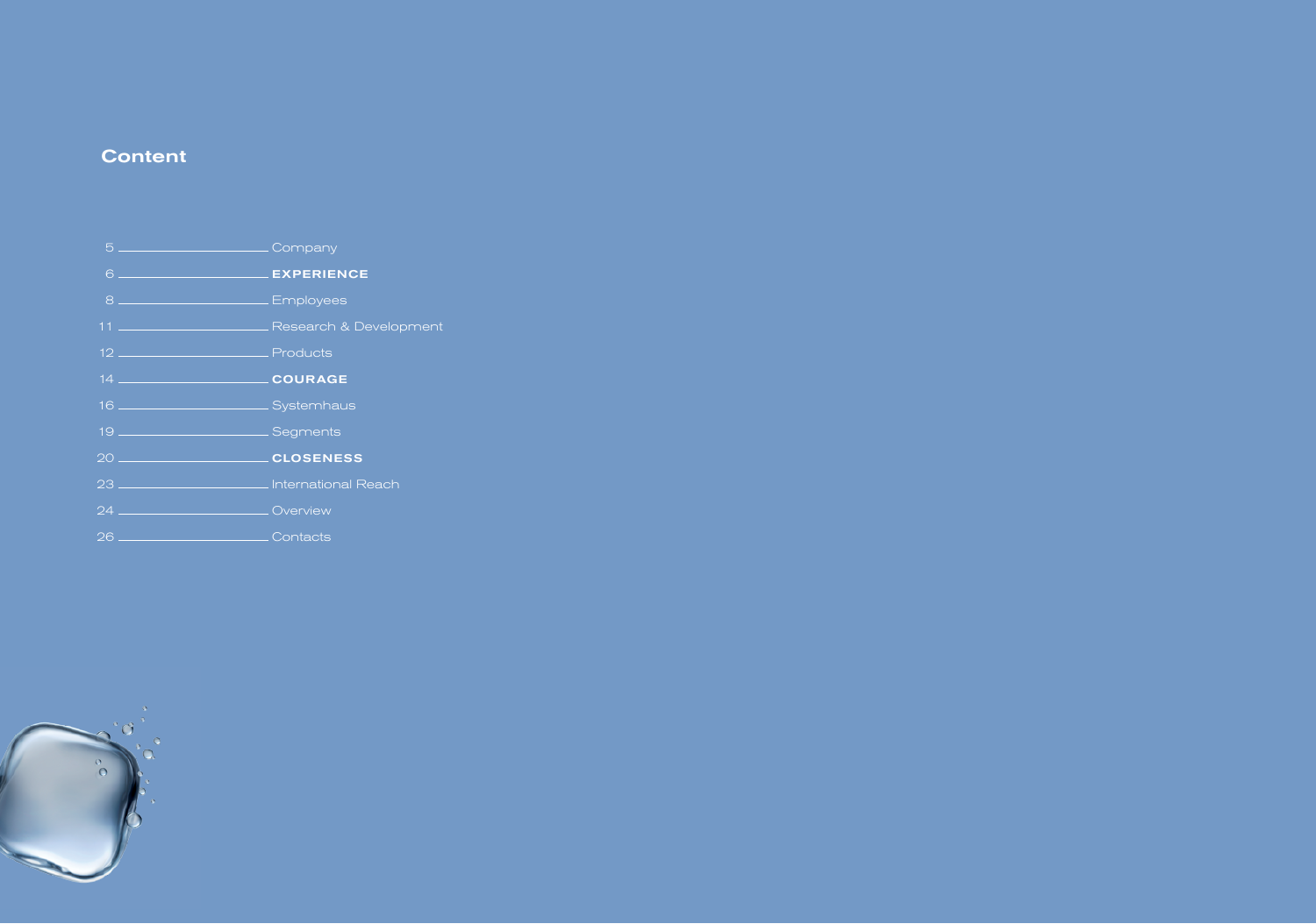## Content

| Page | Section |
|---|---|
| 5 | Company |
| 6 | **EXPERIENCE** |
| 8 | Employees |
| 11 | Research & Development |
| 12 | Products |
| 14 | **COURAGE** |
| 16 | Systemhaus |
| 19 | Segments |
| 20 | **CLOSENESS** |
| 23 | International Reach |
| 24 | Overview |
| 26 | Contacts |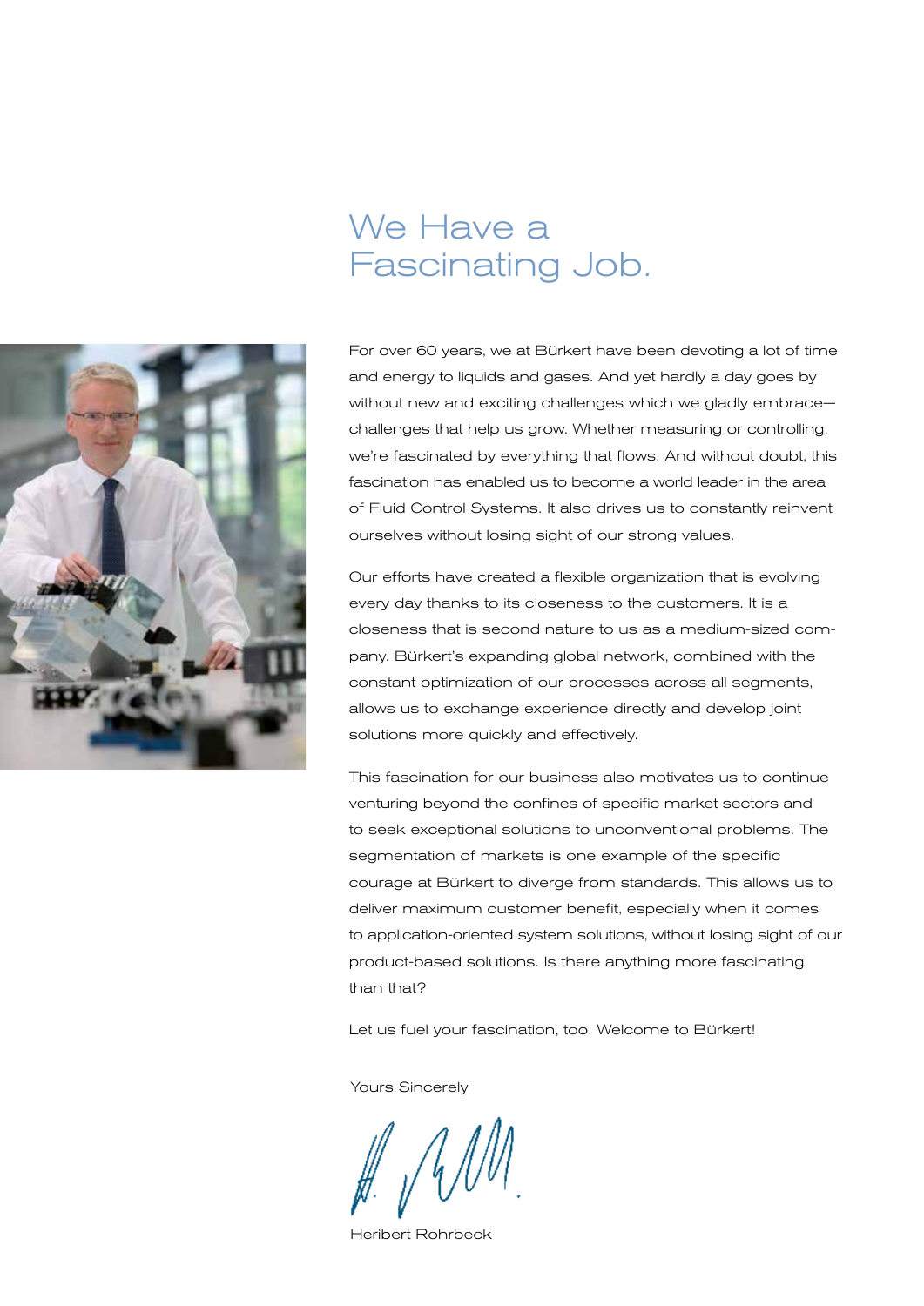# We Have a Fascinating Job.

For over 60 years, we at Bürkert have been devoting a lot of time and energy to liquids and gases. And yet hardly a day goes by without new and exciting challenges which we gladly embrace—challenges that help us grow. Whether measuring or controlling, we're fascinated by everything that flows. And without doubt, this fascination has enabled us to become a world leader in the area of Fluid Control Systems. It also drives us to constantly reinvent ourselves without losing sight of our strong values.

Our efforts have created a flexible organization that is evolving every day thanks to its closeness to the customers. It is a closeness that is second nature to us as a medium-sized company. Bürkert's expanding global network, combined with the constant optimization of our processes across all segments, allows us to exchange experience directly and develop joint solutions more quickly and effectively.

This fascination for our business also motivates us to continue venturing beyond the confines of specific market sectors and to seek exceptional solutions to unconventional problems. The segmentation of markets is one example of the specific courage at Bürkert to diverge from standards. This allows us to deliver maximum customer benefit, especially when it comes to application-oriented system solutions, without losing sight of our product-based solutions. Is there anything more fascinating than that?

Let us fuel your fascination, too. Welcome to Bürkert!

Yours Sincerely

Heribert Rohrbeck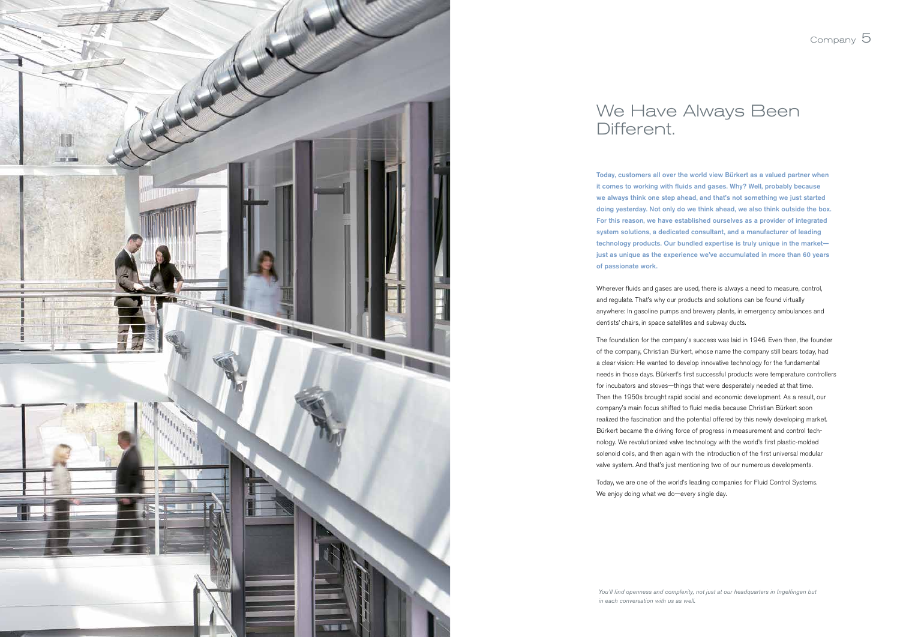# We Have Always Been Different.

**Today, customers all over the world view Bürkert as a valued partner when it comes to working with fluids and gases. Why? Well, probably because we always think one step ahead, and that's not something we just started doing yesterday. Not only do we think ahead, we also think outside the box. For this reason, we have established ourselves as a provider of integrated system solutions, a dedicated consultant, and a manufacturer of leading technology products. Our bundled expertise is truly unique in the market—just as unique as the experience we've accumulated in more than 60 years of passionate work.**

Wherever fluids and gases are used, there is always a need to measure, control, and regulate. That's why our products and solutions can be found virtually anywhere: In gasoline pumps and brewery plants, in emergency ambulances and dentists' chairs, in space satellites and subway ducts.

The foundation for the company's success was laid in 1946. Even then, the founder of the company, Christian Bürkert, whose name the company still bears today, had a clear vision: He wanted to develop innovative technology for the fundamental needs in those days. Bürkert's first successful products were temperature controllers for incubators and stoves—things that were desperately needed at that time. Then the 1950s brought rapid social and economic development. As a result, our company's main focus shifted to fluid media because Christian Bürkert soon realized the fascination and the potential offered by this newly developing market. Bürkert became the driving force of progress in measurement and control technology. We revolutionized valve technology with the world's first plastic-molded solenoid coils, and then again with the introduction of the first universal modular valve system. And that's just mentioning two of our numerous developments.

Today, we are one of the world's leading companies for Fluid Control Systems. We enjoy doing what we do—every single day.

*You'll find openness and complexity, not just at our headquarters in Ingelfingen but in each conversation with us as well.*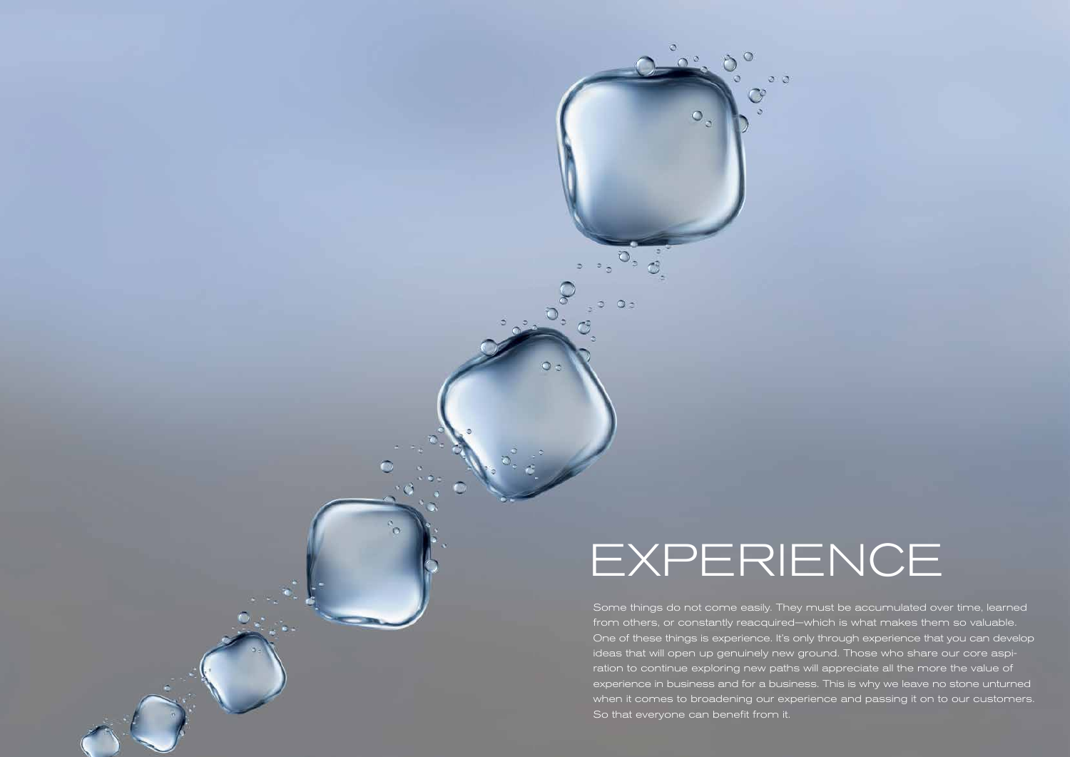# EXPERIENCE

Some things do not come easily. They must be accumulated over time, learned from others, or constantly reacquired—which is what makes them so valuable. One of these things is experience. It's only through experience that you can develop ideas that will open up genuinely new ground. Those who share our core aspiration to continue exploring new paths will appreciate all the more the value of experience in business and for a business. This is why we leave no stone unturned when it comes to broadening our experience and passing it on to our customers. So that everyone can benefit from it.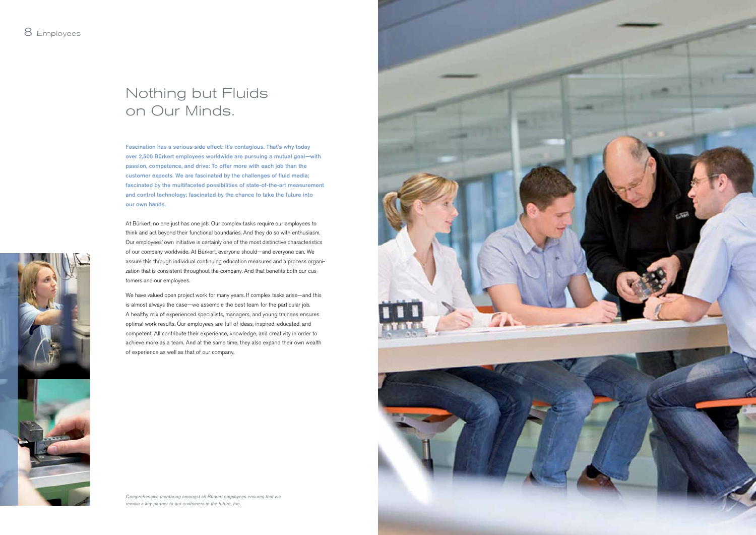# Nothing but Fluids on Our Minds.

**Fascination has a serious side effect: It's contagious. That's why today over 2,500 Bürkert employees worldwide are pursuing a mutual goal—with passion, competence, and drive: To offer more with each job than the customer expects. We are fascinated by the challenges of fluid media; fascinated by the multifaceted possibilities of state-of-the-art measurement and control technology; fascinated by the chance to take the future into our own hands.**

At Bürkert, no one just has one job. Our complex tasks require our employees to think and act beyond their functional boundaries. And they do so with enthusiasm. Our employees' own initiative is certainly one of the most distinctive characteristics of our company worldwide. At Bürkert, everyone should—and everyone can. We assure this through individual continuing education measures and a process organization that is consistent throughout the company. And that benefits both our customers and our employees.

We have valued open project work for many years. If complex tasks arise—and this is almost always the case—we assemble the best team for the particular job. A healthy mix of experienced specialists, managers, and young trainees ensures optimal work results. Our employees are full of ideas, inspired, educated, and competent. All contribute their experience, knowledge, and creativity in order to achieve more as a team. And at the same time, they also expand their own wealth of experience as well as that of our company.

*Comprehensive mentoring amongst all Bürkert employees ensures that we remain a key partner to our customers in the future, too.*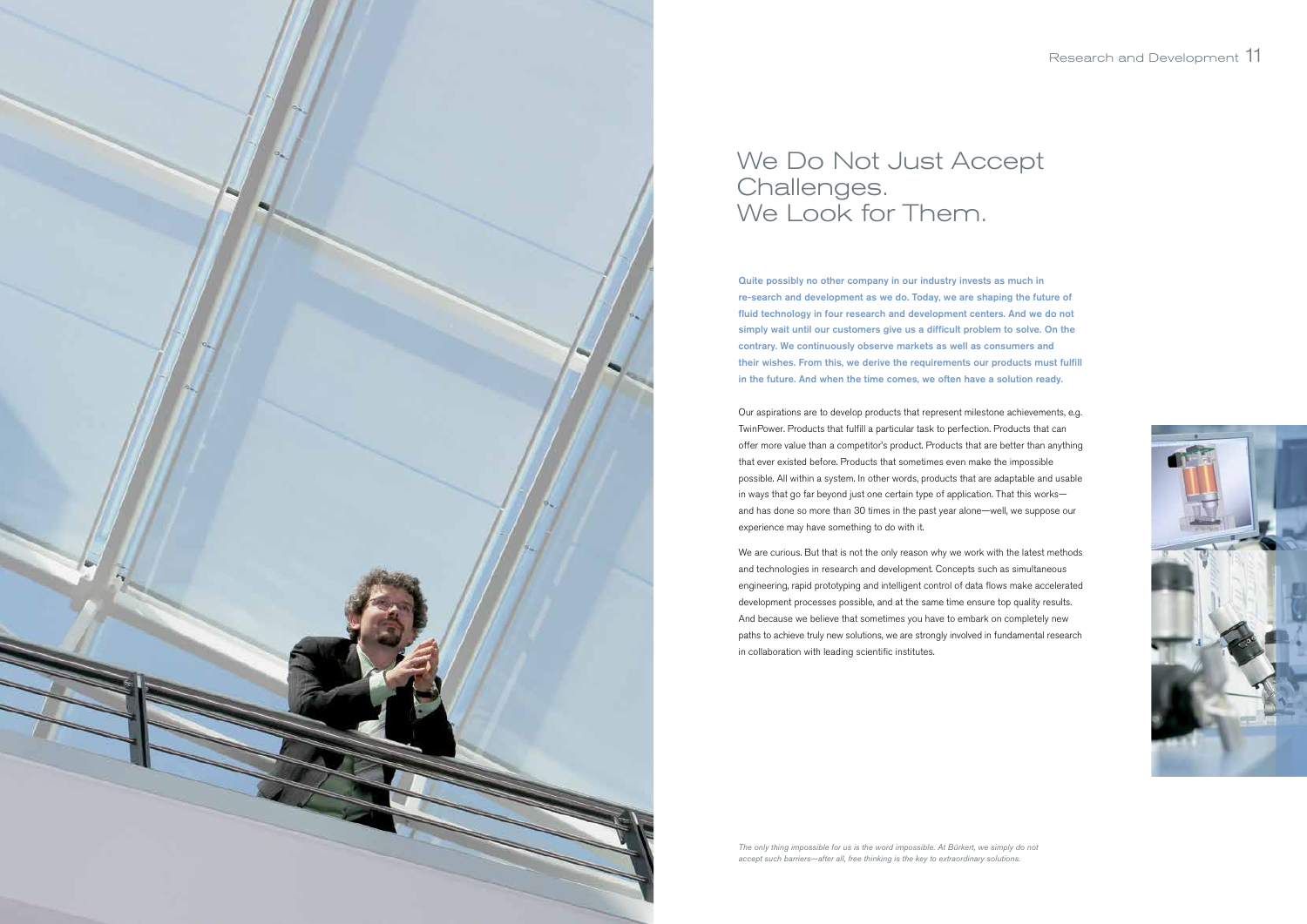# We Do Not Just Accept Challenges. We Look for Them.

**Quite possibly no other company in our industry invests as much in re-search and development as we do. Today, we are shaping the future of fluid technology in four research and development centers. And we do not simply wait until our customers give us a difficult problem to solve. On the contrary. We continuously observe markets as well as consumers and their wishes. From this, we derive the requirements our products must fulfill in the future. And when the time comes, we often have a solution ready.**

Our aspirations are to develop products that represent milestone achievements, e.g. TwinPower. Products that fulfill a particular task to perfection. Products that can offer more value than a competitor's product. Products that are better than anything that ever existed before. Products that sometimes even make the impossible possible. All within a system. In other words, products that are adaptable and usable in ways that go far beyond just one certain type of application. That this works—and has done so more than 30 times in the past year alone—well, we suppose our experience may have something to do with it.

We are curious. But that is not the only reason why we work with the latest methods and technologies in research and development. Concepts such as simultaneous engineering, rapid prototyping and intelligent control of data flows make accelerated development processes possible, and at the same time ensure top quality results. And because we believe that sometimes you have to embark on completely new paths to achieve truly new solutions, we are strongly involved in fundamental research in collaboration with leading scientific institutes.

*The only thing impossible for us is the word impossible. At Bürkert, we simply do not accept such barriers—after all, free thinking is the key to extraordinary solutions.*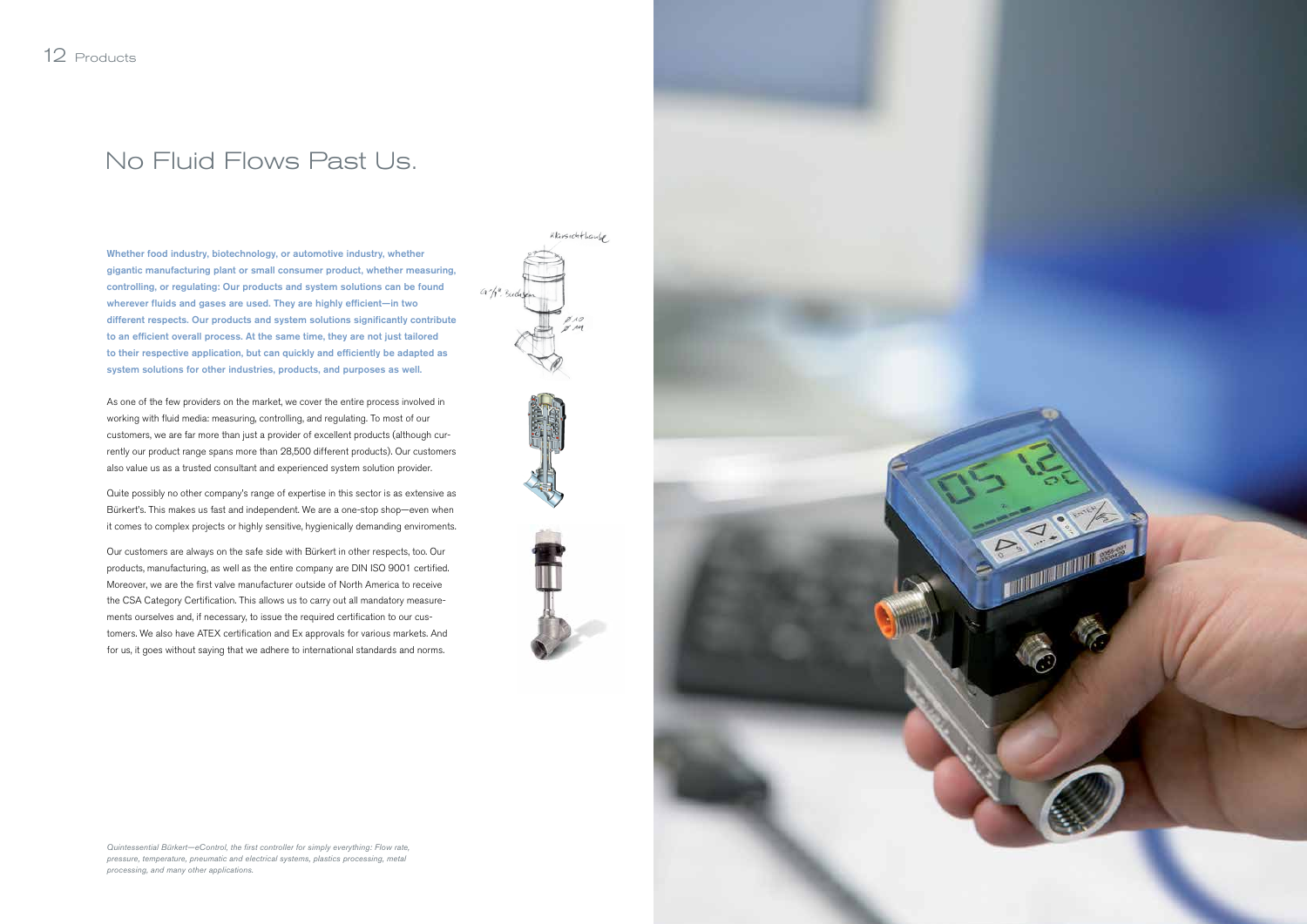# No Fluid Flows Past Us.

**Whether food industry, biotechnology, or automotive industry, whether gigantic manufacturing plant or small consumer product, whether measuring, controlling, or regulating: Our products and system solutions can be found wherever fluids and gases are used. They are highly efficient—in two different respects. Our products and system solutions significantly contribute to an efficient overall process. At the same time, they are not just tailored to their respective application, but can quickly and efficiently be adapted as system solutions for other industries, products, and purposes as well.**

As one of the few providers on the market, we cover the entire process involved in working with fluid media: measuring, controlling, and regulating. To most of our customers, we are far more than just a provider of excellent products (although currently our product range spans more than 28,500 different products). Our customers also value us as a trusted consultant and experienced system solution provider.

Quite possibly no other company's range of expertise in this sector is as extensive as Bürkert's. This makes us fast and independent. We are a one-stop shop—even when it comes to complex projects or highly sensitive, hygienically demanding enviroments.

Our customers are always on the safe side with Bürkert in other respects, too. Our products, manufacturing, as well as the entire company are DIN ISO 9001 certified. Moreover, we are the first valve manufacturer outside of North America to receive the CSA Category Certification. This allows us to carry out all mandatory measurements ourselves and, if necessary, to issue the required certification to our customers. We also have ATEX certification and Ex approvals for various markets. And for us, it goes without saying that we adhere to international standards and norms.

*Quintessential Bürkert—eControl, the first controller for simply everything: Flow rate, pressure, temperature, pneumatic and electrical systems, plastics processing, metal processing, and many other applications.*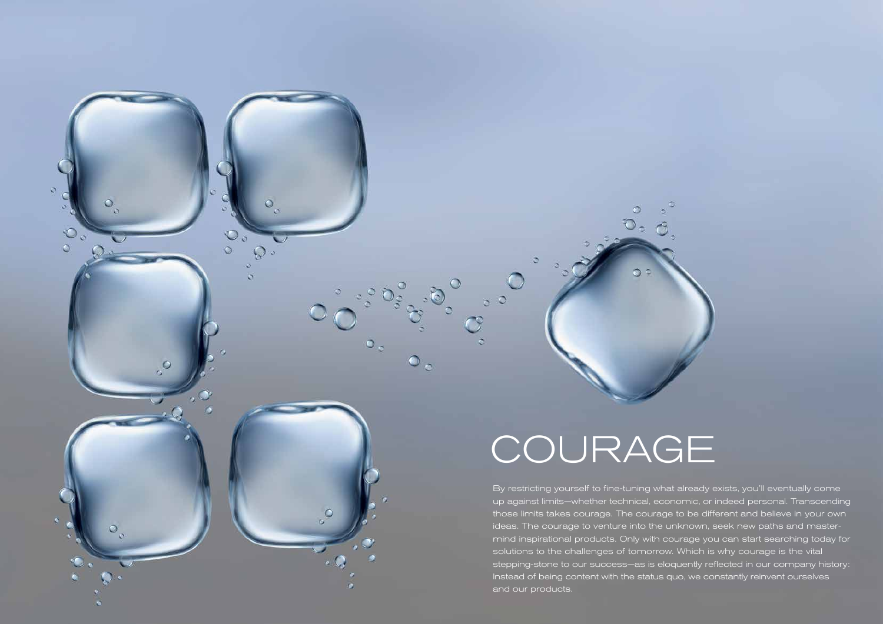# COURAGE

By restricting yourself to fine-tuning what already exists, you'll eventually come up against limits—whether technical, economic, or indeed personal. Transcending those limits takes courage. The courage to be different and believe in your own ideas. The courage to venture into the unknown, seek new paths and mastermind inspirational products. Only with courage you can start searching today for solutions to the challenges of tomorrow. Which is why courage is the vital stepping-stone to our success—as is eloquently reflected in our company history: Instead of being content with the status quo, we constantly reinvent ourselves and our products.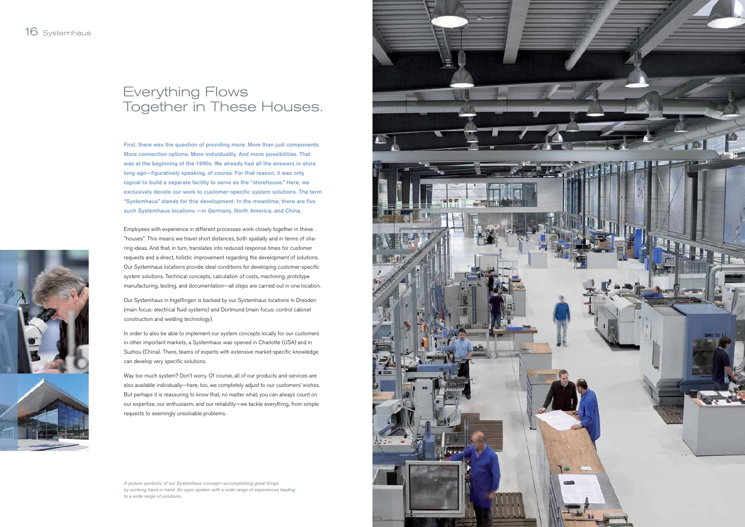# Everything Flows Together in These Houses.

**First, there was the question of providing more. More than just components. More connection options. More individuality. And more possibilities. That was at the beginning of the 1990s. We already had all the answers in store long ago—figuratively speaking, of course. For that reason, it was only logical to build a separate facility to serve as the "storehouse." Here, we exclusively devote our work to customer-specific system solutions. The term "Systemhaus" stands for this development. In the meantime, there are five such Systemhaus locations —in Germany, North America, and China.**

Employees with experience in different processes work closely together in these "houses". This means we travel short distances, both spatially and in terms of sharing ideas. And that, in turn, translates into reduced response times for customer requests and a direct, holistic improvement regarding the development of solutions. Our Systemhaus locations provide ideal conditions for developing customer-specific system solutions. Technical concepts, calculation of costs, machining, prototype manufacturing, testing, and documentation—all steps are carried out in one location.

Our Systemhaus in Ingelfingen is backed by our Systemhaus locations in Dresden (main focus: electrical fluid systems) and Dortmund (main focus: control cabinet construction and welding technology).

In order to also be able to implement our system concepts locally for our customers in other important markets, a Systemhaus was opened in Charlotte (USA) and in Suzhou (China). There, teams of experts with extensive market-specific knowledge can develop very specific solutions.

Way too much system? Don't worry. Of course, all of our products and services are also available individually—here, too, we completely adjust to our customers' wishes. But perhaps it is reassuring to know that, no matter what, you can always count on our expertise, our enthusiasm, and our reliability—we tackle everything, from simple requests to seemingly unsolvable problems.

*A picture symbolic of our Systemhaus concept—accomplishing great things by working hand in hand. An open system with a wide range of experiences leading to a wide range of solutions.*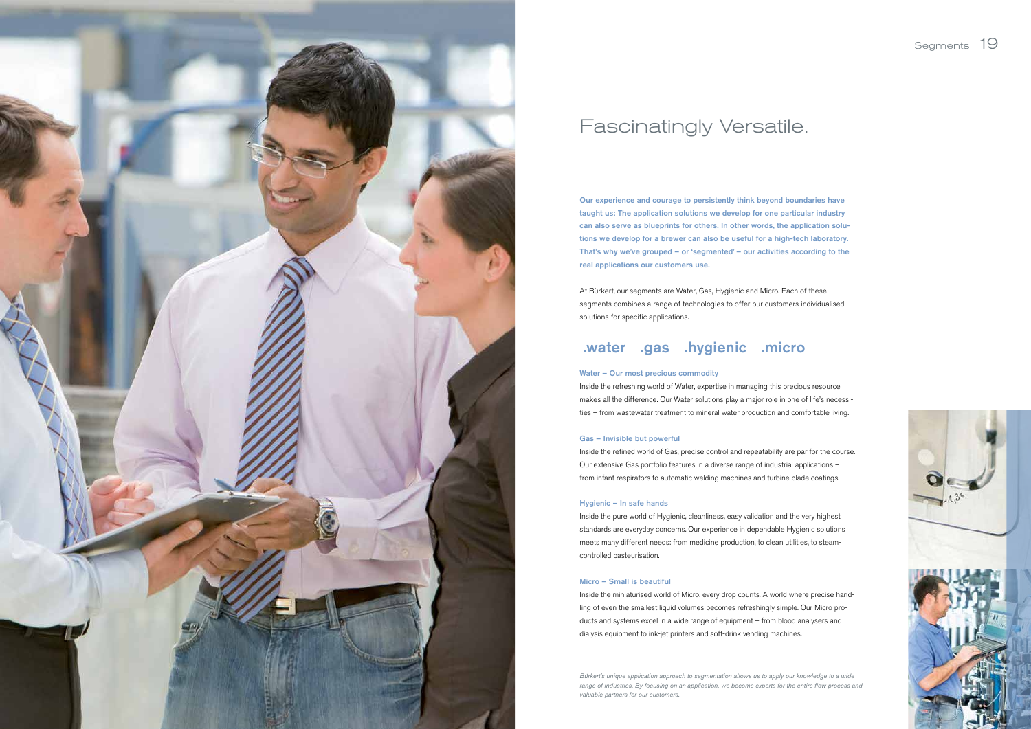# Fascinatingly Versatile.

**Our experience and courage to persistently think beyond boundaries have taught us: The application solutions we develop for one particular industry can also serve as blueprints for others. In other words, the application solutions we develop for a brewer can also be useful for a high-tech laboratory. That's why we've grouped – or 'segmented' – our activities according to the real applications our customers use.**

At Bürkert, our segments are Water, Gas, Hygienic and Micro. Each of these segments combines a range of technologies to offer our customers individualised solutions for specific applications.

## .water .gas .hygienic .micro

### Water – Our most precious commodity

Inside the refreshing world of Water, expertise in managing this precious resource makes all the difference. Our Water solutions play a major role in one of life's necessities – from wastewater treatment to mineral water production and comfortable living.

### Gas – Invisible but powerful

Inside the refined world of Gas, precise control and repeatability are par for the course. Our extensive Gas portfolio features in a diverse range of industrial applications – from infant respirators to automatic welding machines and turbine blade coatings.

### Hygienic – In safe hands

Inside the pure world of Hygienic, cleanliness, easy validation and the very highest standards are everyday concerns. Our experience in dependable Hygienic solutions meets many different needs: from medicine production, to clean utilities, to steam-controlled pasteurisation.

### Micro – Small is beautiful

Inside the miniaturised world of Micro, every drop counts. A world where precise handling of even the smallest liquid volumes becomes refreshingly simple. Our Micro products and systems excel in a wide range of equipment – from blood analysers and dialysis equipment to ink-jet printers and soft-drink vending machines.

*Bürkert's unique application approach to segmentation allows us to apply our knowledge to a wide range of industries. By focusing on an application, we become experts for the entire flow process and valuable partners for our customers.*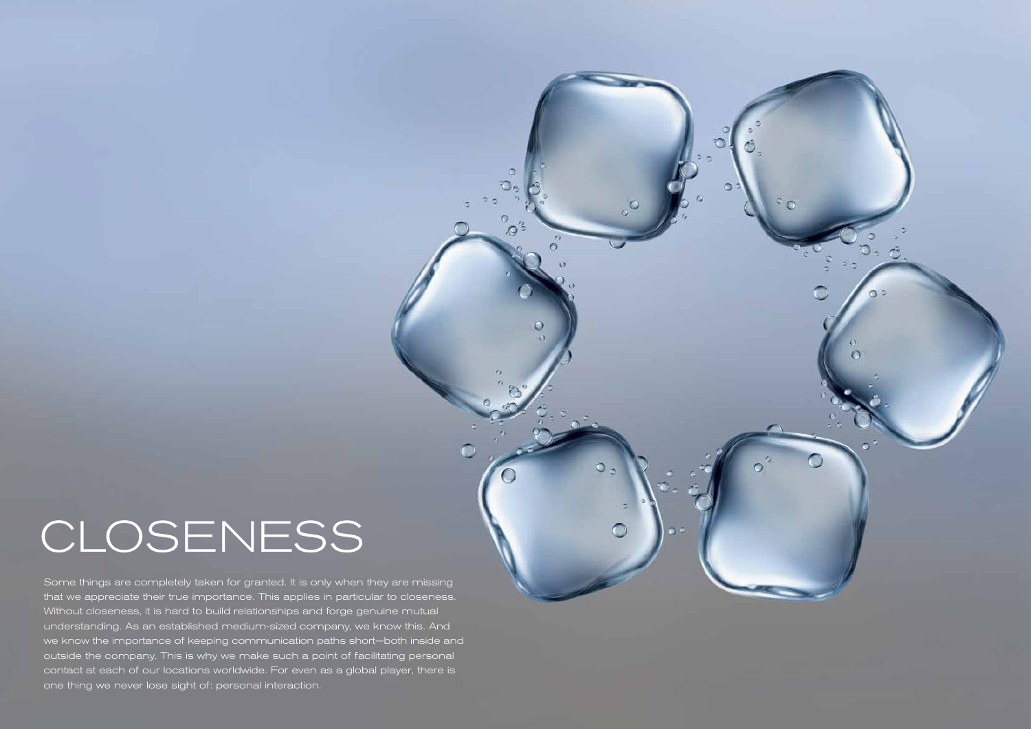# CLOSENESS

Some things are completely taken for granted. It is only when they are missing that we appreciate their true importance. This applies in particular to closeness. Without closeness, it is hard to build relationships and forge genuine mutual understanding. As an established medium-sized company, we know this. And we know the importance of keeping communication paths short—both inside and outside the company. This is why we make such a point of facilitating personal contact at each of our locations worldwide. For even as a global player, there is one thing we never lose sight of: personal interaction.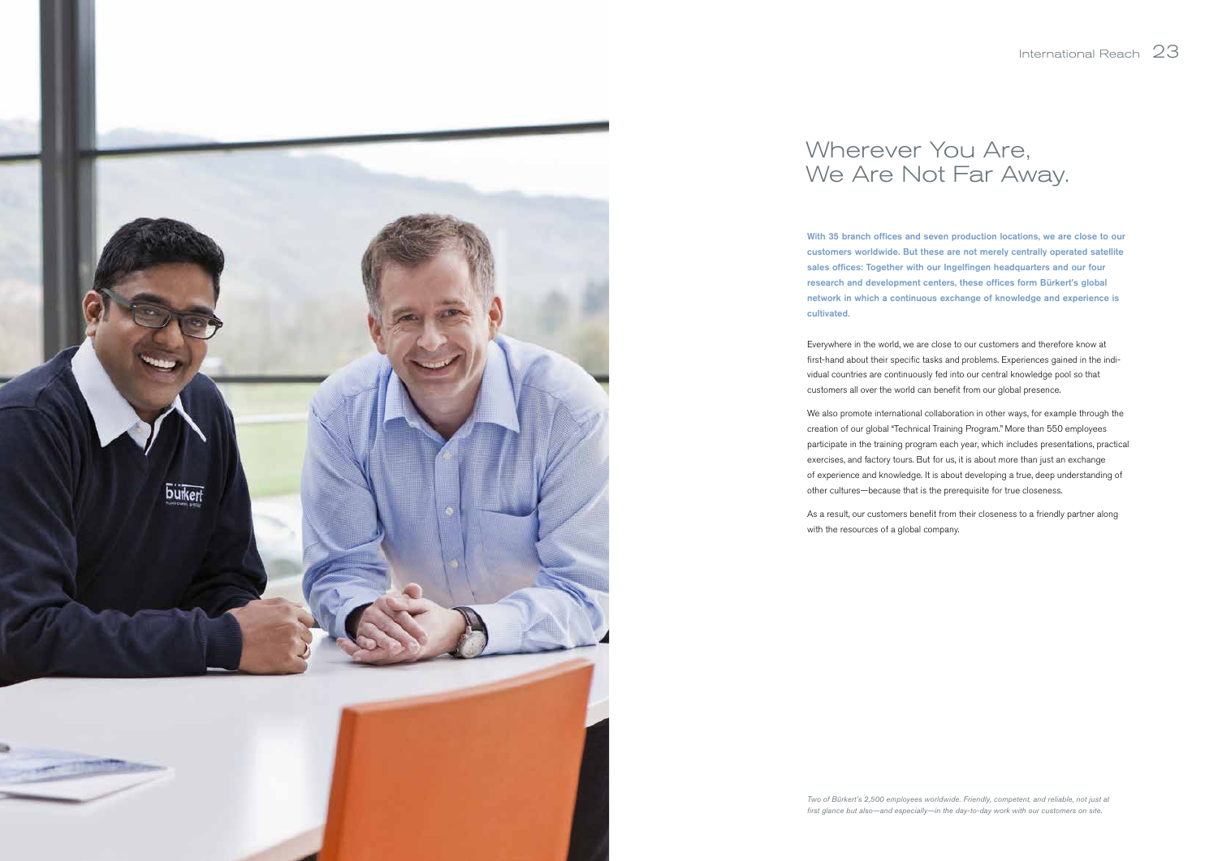# Wherever You Are, We Are Not Far Away.

**With 35 branch offices and seven production locations, we are close to our customers worldwide. But these are not merely centrally operated satellite sales offices: Together with our Ingelfingen headquarters and our four research and development centers, these offices form Bürkert's global network in which a continuous exchange of knowledge and experience is cultivated.**

Everywhere in the world, we are close to our customers and therefore know at first-hand about their specific tasks and problems. Experiences gained in the individual countries are continuously fed into our central knowledge pool so that customers all over the world can benefit from our global presence.

We also promote international collaboration in other ways, for example through the creation of our global "Technical Training Program." More than 550 employees participate in the training program each year, which includes presentations, practical exercises, and factory tours. But for us, it is about more than just an exchange of experience and knowledge. It is about developing a true, deep understanding of other cultures—because that is the prerequisite for true closeness.

As a result, our customers benefit from their closeness to a friendly partner along with the resources of a global company.

*Two of Bürkert's 2,500 employees worldwide. Friendly, competent, and reliable, not just at first glance but also—and especially—in the day-to-day work with our customers on site.*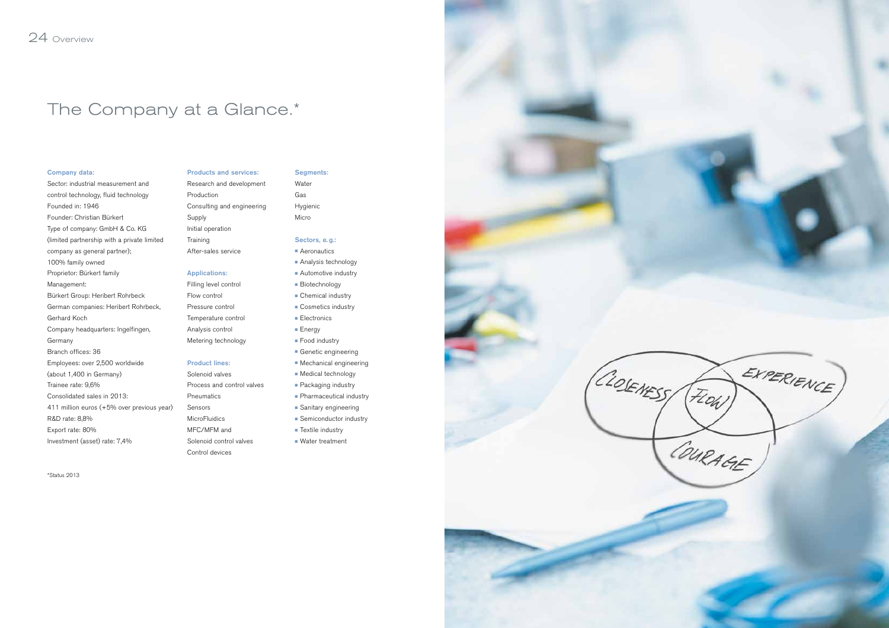# The Company at a Glance.*

**Company data:**

Sector: industrial measurement and control technology, fluid technology
Founded in: 1946
Founder: Christian Bürkert
Type of company: GmbH & Co. KG (limited partnership with a private limited company as general partner); 100% family owned
Proprietor: Bürkert family
Management:
Bürkert Group: Heribert Rohrbeck
German companies: Heribert Rohrbeck, Gerhard Koch
Company headquarters: Ingelfingen, Germany
Branch offices: 36
Employees: over 2,500 worldwide (about 1,400 in Germany)
Trainee rate: 9,6%
Consolidated sales in 2013: 411 million euros (+5% over previous year)
R&D rate: 8,8%
Export rate: 80%
Investment (asset) rate: 7,4%

*Status 2013

**Products and services:**

Research and development
Production
Consulting and engineering
Supply
Initial operation
Training
After-sales service

**Applications:**

Filling level control
Flow control
Pressure control
Temperature control
Analysis control
Metering technology

**Product lines:**

Solenoid valves
Process and control valves
Pneumatics
Sensors
MicroFluidics
MFC/MFM and
Solenoid control valves
Control devices

**Segments:**

Water
Gas
Hygienic
Micro

**Sectors, e. g.:**

- Aeronautics
- Analysis technology
- Automotive industry
- Biotechnology
- Chemical industry
- Cosmetics industry
- Electronics
- Energy
- Food industry
- Genetic engineering
- Mechanical engineering
- Medical technology
- Packaging industry
- Pharmaceutical industry
- Sanitary engineering
- Semiconductor industry
- Textile industry
- Water treatment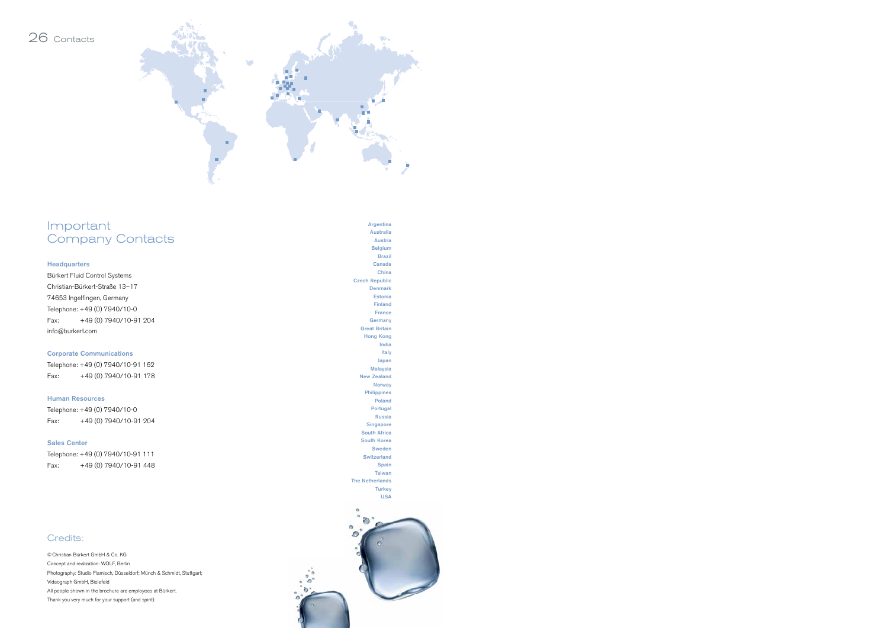# Contacts

## Important Company Contacts

### Headquarters

Bürkert Fluid Control Systems
Christian-Bürkert-Straße 13–17
74653 Ingelfingen, Germany
Telephone: +49 (0) 7940/10-0
Fax: +49 (0) 7940/10-91 204
info@burkert.com

### Corporate Communications

Telephone: +49 (0) 7940/10-91 162
Fax: +49 (0) 7940/10-91 178

### Human Resources

Telephone: +49 (0) 7940/10-0
Fax: +49 (0) 7940/10-91 204

### Sales Center

Telephone: +49 (0) 7940/10-91 111
Fax: +49 (0) 7940/10-91 448

Argentina
Australia
Austria
Belgium
Brazil
Canada
China
Czech Republic
Denmark
Estonia
Finland
France
Germany
Great Britain
Hong Kong
India
Italy
Japan
Malaysia
New Zealand
Norway
Philippines
Poland
Portugal
Russia
Singapore
South Africa
South Korea
Sweden
Switzerland
Spain
Taiwan
The Netherlands
Turkey
USA

## Credits:

© Christian Bürkert GmbH & Co. KG
Concept and realization: WOLF, Berlin
Photography: Studio Flamisch, Düsseldorf; Münch & Schmidt, Stuttgart;
Videograph GmbH, Bielefeld
All people shown in the brochure are employees at Bürkert.
Thank you very much for your support (and spirit).